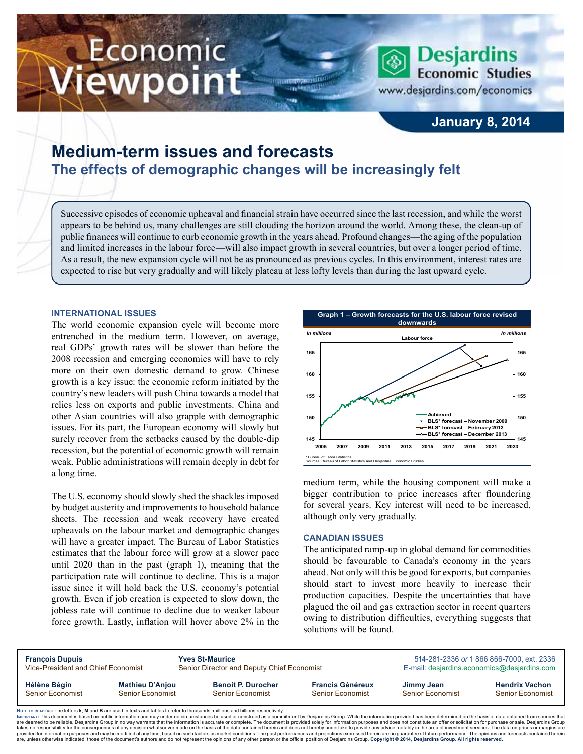# Medium-term issues and forecasts

## The effects of demographic changes will be increasingly felt

January 8, 2014

Successive episodes of economic upheaval and financial strain have occurred since the last recession, and while the worst appears to be behind us, many challenges are still clouding the horizon around the world. Among these, the clean-up of public finances will continue to curb economic growth in the years ahead. Profound changes—the aging of the population and limited increases in the labour force—will also impact growth in several countries, but over a longer period of time. As a result, the new expansion cycle will not be as pronounced as previous cycles. In this environment, interest rates are expected to rise but very gradually and will likely plateau at less lofty levels than during the last upward cycle.

### INTERNATIONAL ISSUES

The world economic expansion cycle will become more entrenched in the medium term. However, on average, real GDPs' growth rates will be slower than before the 2008 recession and emerging economies will have to rely more on their own domestic demand to grow. Chinese growth is a key issue: the economic reform initiated by the country's new leaders will push China towards a model that relies less on exports and public investments. China and other Asian countries will also grapple with demographic issues. For its part, the European economy will slowly but surely recover from the setbacks caused by the double-dip recession, but the potential of economic growth will remain weak. Public administrations will remain deeply in debt for a long time.

The U.S. economy should slowly shed the shackles imposed by budget austerity and improvements to household balance sheets. The recession and weak recovery have created upheavals on the labour market and demographic changes will have a greater impact. The Bureau of Labor Statistics estimates that the labour force will grow at a slower pace until 2020 than in the past (graph 1), meaning that the participation rate will continue to decline. This is a major issue since it will hold back the U.S. economy's potential growth. Even if job creation is expected to slow down, the jobless rate will continue to decline due to weaker labour force growth. Lastly, inflation will hover above 2% in the medium term, while the housing component will make a bigger contribution to price increases after floundering for several years. Key interest will need to be increased, although only very gradually.

**Graph 1 – Growth forecasts for the U.S. labour force revised downwards**

*Labour force (In millions)* — Series: Achieved; BLS* forecast – November 2009; BLS* forecast – February 2012; BLS* forecast – December 2013

\* Bureau of Labor Statistics.
Sources: Bureau of Labor Statistics and Desjardins, Economic Studies

### CANADIAN ISSUES

The anticipated ramp-up in global demand for commodities should be favourable to Canada's economy in the years ahead. Not only will this be good for exports, but companies should start to invest more heavily to increase their production capacities. Despite the uncertainties that have plagued the oil and gas extraction sector in recent quarters owing to distribution difficulties, everything suggests that solutions will be found.

**François Dupuis** — Vice-President and Chief Economist
**Yves St-Maurice** — Senior Director and Deputy Chief Economist
514-281-2336 *or* 1 866 866-7000, ext. 2336 — E-mail: desjardins.economics@desjardins.com

**Hélène Bégin** — Senior Economist; **Mathieu D'Anjou** — Senior Economist; **Benoit P. Durocher** — Senior Economist; **Francis Généreux** — Senior Economist; **Jimmy Jean** — Senior Economist; **Hendrix Vachon** — Senior Economist

Note to readers: The letters **k**, **M** and **B** are used in texts and tables to refer to thousands, millions and billions respectively.
Important: This document is based on public information and may under no circumstances be used or construed as a commitment by Desjardins Group. While the information provided has been determined on the basis of data obtained from sources that are deemed to be reliable, Desjardins Group in no way warrants that the information is accurate or complete. The document is provided solely for information purposes and does not constitute an offer or solicitation for purchase or sale. Desjardins Group takes no responsibility for the consequences of any decision whatsoever made on the basis of the data contained herein and does not hereby undertake to provide any advice, notably in the area of investment services. The data on prices or margins are provided for information purposes and may be modified at any time, based on such factors as market conditions. The past performances and projections expressed herein are no guarantee of future performance. The opinions and forecasts contained herein are, unless otherwise indicated, those of the document's authors and do not represent the opinions of any other person or the official position of Desjardins Group. **Copyright © 2014, Desjardins Group. All rights reserved.**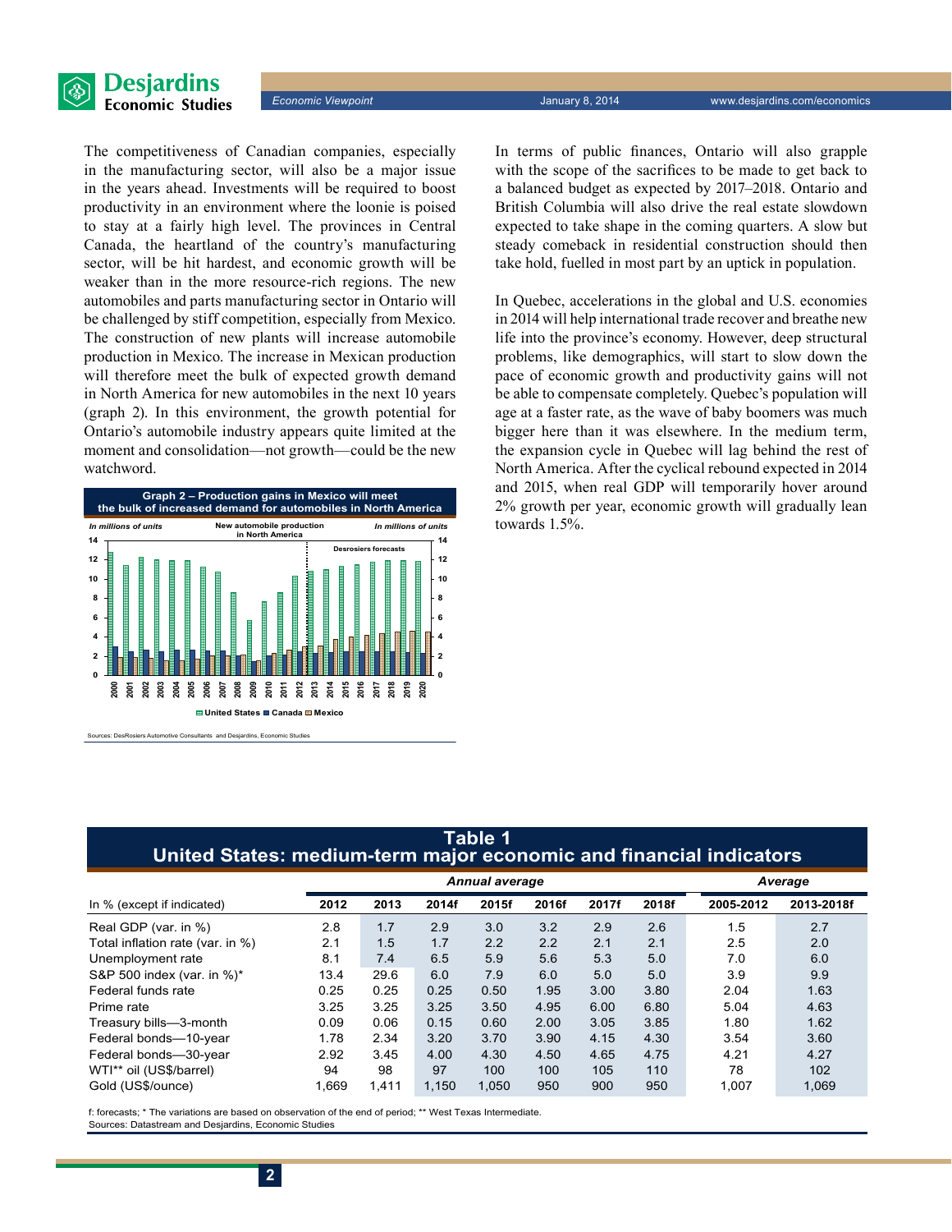The competitiveness of Canadian companies, especially in the manufacturing sector, will also be a major issue in the years ahead. Investments will be required to boost productivity in an environment where the loonie is poised to stay at a fairly high level. The provinces in Central Canada, the heartland of the country's manufacturing sector, will be hit hardest, and economic growth will be weaker than in the more resource-rich regions. The new automobiles and parts manufacturing sector in Ontario will be challenged by stiff competition, especially from Mexico. The construction of new plants will increase automobile production in Mexico. The increase in Mexican production will therefore meet the bulk of expected growth demand in North America for new automobiles in the next 10 years (graph 2). In this environment, the growth potential for Ontario's automobile industry appears quite limited at the moment and consolidation—not growth—could be the new watchword.

**Graph 2 – Production gains in Mexico will meet the bulk of increased demand for automobiles in North America**

New automobile production in North America (in millions of units); United States, Canada, Mexico, 2000–2020; Desrosiers forecasts

Sources: DesRosiers Automotive Consultants and Desjardins, Economic Studies

In terms of public finances, Ontario will also grapple with the scope of the sacrifices to be made to get back to a balanced budget as expected by 2017–2018. Ontario and British Columbia will also drive the real estate slowdown expected to take shape in the coming quarters. A slow but steady comeback in residential construction should then take hold, fuelled in most part by an uptick in population.

In Quebec, accelerations in the global and U.S. economies in 2014 will help international trade recover and breathe new life into the province's economy. However, deep structural problems, like demographics, will start to slow down the pace of economic growth and productivity gains will not be able to compensate completely. Quebec's population will age at a faster rate, as the wave of baby boomers was much bigger here than it was elsewhere. In the medium term, the expansion cycle in Quebec will lag behind the rest of North America. After the cyclical rebound expected in 2014 and 2015, when real GDP will temporarily hover around 2% growth per year, economic growth will gradually lean towards 1.5%.

**Table 1**
**United States: medium-term major economic and financial indicators**

| | *Annual average* | | | | | | | *Average* | |
|---|---|---|---|---|---|---|---|---|---|
| In % (except if indicated) | 2012 | 2013 | 2014f | 2015f | 2016f | 2017f | 2018f | 2005-2012 | 2013-2018f |
| Real GDP (var. in %) | 2.8 | 1.7 | 2.9 | 3.0 | 3.2 | 2.9 | 2.6 | 1.5 | 2.7 |
| Total inflation rate (var. in %) | 2.1 | 1.5 | 1.7 | 2.2 | 2.2 | 2.1 | 2.1 | 2.5 | 2.0 |
| Unemployment rate | 8.1 | 7.4 | 6.5 | 5.9 | 5.6 | 5.3 | 5.0 | 7.0 | 6.0 |
| S&P 500 index (var. in %)* | 13.4 | 29.6 | 6.0 | 7.9 | 6.0 | 5.0 | 5.0 | 3.9 | 9.9 |
| Federal funds rate | 0.25 | 0.25 | 0.25 | 0.50 | 1.95 | 3.00 | 3.80 | 2.04 | 1.63 |
| Prime rate | 3.25 | 3.25 | 3.25 | 3.50 | 4.95 | 6.00 | 6.80 | 5.04 | 4.63 |
| Treasury bills—3-month | 0.09 | 0.06 | 0.15 | 0.60 | 2.00 | 3.05 | 3.85 | 1.80 | 1.62 |
| Federal bonds—10-year | 1.78 | 2.34 | 3.20 | 3.70 | 3.90 | 4.15 | 4.30 | 3.54 | 3.60 |
| Federal bonds—30-year | 2.92 | 3.45 | 4.00 | 4.30 | 4.50 | 4.65 | 4.75 | 4.21 | 4.27 |
| WTI** oil (US$/barrel) | 94 | 98 | 97 | 100 | 100 | 105 | 110 | 78 | 102 |
| Gold (US$/ounce) | 1,669 | 1,411 | 1,150 | 1,050 | 950 | 900 | 950 | 1,007 | 1,069 |

f: forecasts; * The variations are based on observation of the end of period; ** West Texas Intermediate.
Sources: Datastream and Desjardins, Economic Studies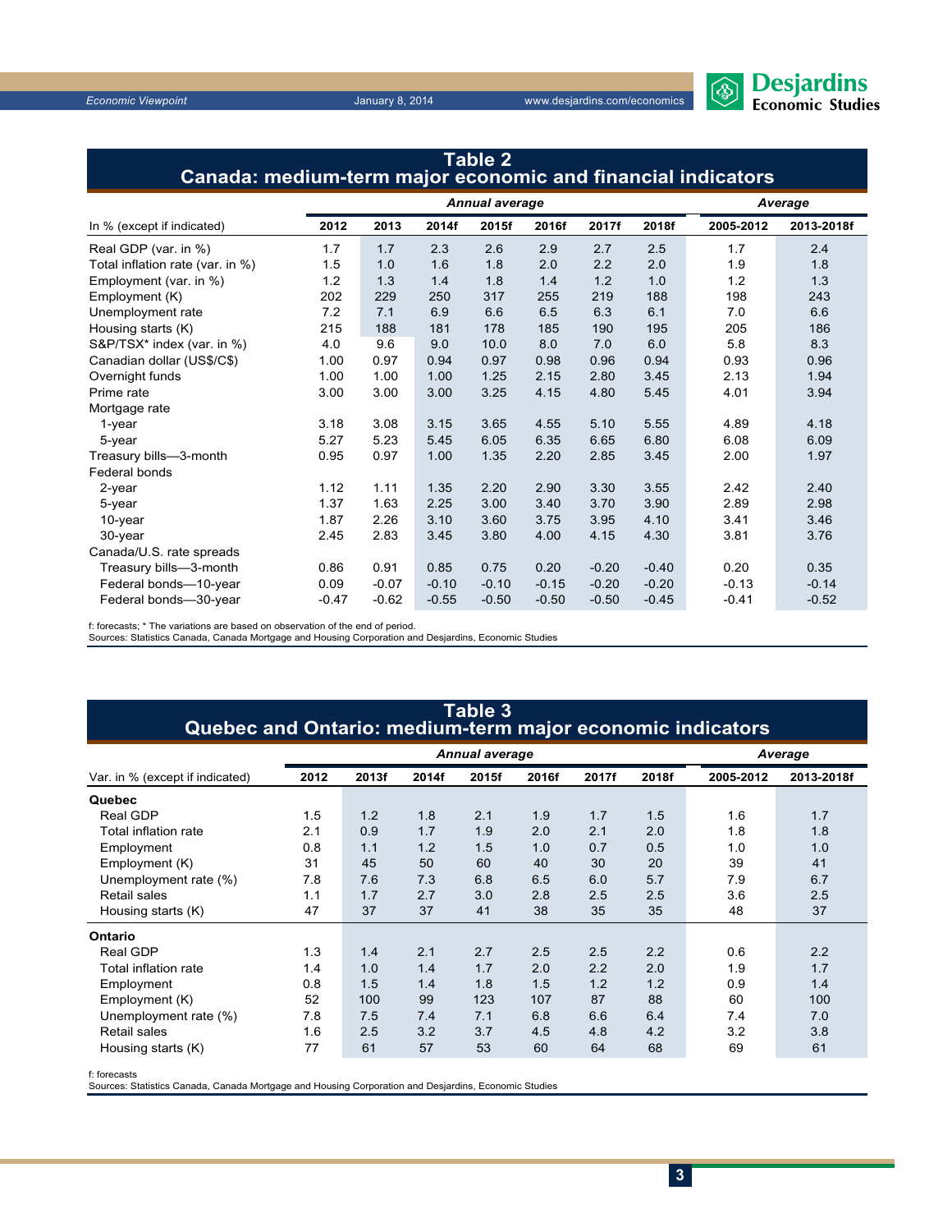## Table 2
## Canada: medium-term major economic and financial indicators

| In % (except if indicated) | 2012 | 2013 | 2014f | 2015f | 2016f | 2017f | 2018f | 2005-2012 | 2013-2018f |
|---|---|---|---|---|---|---|---|---|---|
| | *Annual average* | | | | | | | *Average* | |
| Real GDP (var. in %) | 1.7 | 1.7 | 2.3 | 2.6 | 2.9 | 2.7 | 2.5 | 1.7 | 2.4 |
| Total inflation rate (var. in %) | 1.5 | 1.0 | 1.6 | 1.8 | 2.0 | 2.2 | 2.0 | 1.9 | 1.8 |
| Employment (var. in %) | 1.2 | 1.3 | 1.4 | 1.8 | 1.4 | 1.2 | 1.0 | 1.2 | 1.3 |
| Employment (K) | 202 | 229 | 250 | 317 | 255 | 219 | 188 | 198 | 243 |
| Unemployment rate | 7.2 | 7.1 | 6.9 | 6.6 | 6.5 | 6.3 | 6.1 | 7.0 | 6.6 |
| Housing starts (K) | 215 | 188 | 181 | 178 | 185 | 190 | 195 | 205 | 186 |
| S&P/TSX* index (var. in %) | 4.0 | 9.6 | 9.0 | 10.0 | 8.0 | 7.0 | 6.0 | 5.8 | 8.3 |
| Canadian dollar (US$/C$) | 1.00 | 0.97 | 0.94 | 0.97 | 0.98 | 0.96 | 0.94 | 0.93 | 0.96 |
| Overnight funds | 1.00 | 1.00 | 1.00 | 1.25 | 2.15 | 2.80 | 3.45 | 2.13 | 1.94 |
| Prime rate | 3.00 | 3.00 | 3.00 | 3.25 | 4.15 | 4.80 | 5.45 | 4.01 | 3.94 |
| Mortgage rate | | | | | | | | | |
| 1-year | 3.18 | 3.08 | 3.15 | 3.65 | 4.55 | 5.10 | 5.55 | 4.89 | 4.18 |
| 5-year | 5.27 | 5.23 | 5.45 | 6.05 | 6.35 | 6.65 | 6.80 | 6.08 | 6.09 |
| Treasury bills—3-month | 0.95 | 0.97 | 1.00 | 1.35 | 2.20 | 2.85 | 3.45 | 2.00 | 1.97 |
| Federal bonds | | | | | | | | | |
| 2-year | 1.12 | 1.11 | 1.35 | 2.20 | 2.90 | 3.30 | 3.55 | 2.42 | 2.40 |
| 5-year | 1.37 | 1.63 | 2.25 | 3.00 | 3.40 | 3.70 | 3.90 | 2.89 | 2.98 |
| 10-year | 1.87 | 2.26 | 3.10 | 3.60 | 3.75 | 3.95 | 4.10 | 3.41 | 3.46 |
| 30-year | 2.45 | 2.83 | 3.45 | 3.80 | 4.00 | 4.15 | 4.30 | 3.81 | 3.76 |
| Canada/U.S. rate spreads | | | | | | | | | |
| Treasury bills—3-month | 0.86 | 0.91 | 0.85 | 0.75 | 0.20 | -0.20 | -0.40 | 0.20 | 0.35 |
| Federal bonds—10-year | 0.09 | -0.07 | -0.10 | -0.10 | -0.15 | -0.20 | -0.20 | -0.13 | -0.14 |
| Federal bonds—30-year | -0.47 | -0.62 | -0.55 | -0.50 | -0.50 | -0.50 | -0.45 | -0.41 | -0.52 |

f: forecasts; * The variations are based on observation of the end of period.
Sources: Statistics Canada, Canada Mortgage and Housing Corporation and Desjardins, Economic Studies

## Table 3
## Quebec and Ontario: medium-term major economic indicators

| Var. in % (except if indicated) | 2012 | 2013f | 2014f | 2015f | 2016f | 2017f | 2018f | 2005-2012 | 2013-2018f |
|---|---|---|---|---|---|---|---|---|---|
| | *Annual average* | | | | | | | *Average* | |
| **Quebec** | | | | | | | | | |
| Real GDP | 1.5 | 1.2 | 1.8 | 2.1 | 1.9 | 1.7 | 1.5 | 1.6 | 1.7 |
| Total inflation rate | 2.1 | 0.9 | 1.7 | 1.9 | 2.0 | 2.1 | 2.0 | 1.8 | 1.8 |
| Employment | 0.8 | 1.1 | 1.2 | 1.5 | 1.0 | 0.7 | 0.5 | 1.0 | 1.0 |
| Employment (K) | 31 | 45 | 50 | 60 | 40 | 30 | 20 | 39 | 41 |
| Unemployment rate (%) | 7.8 | 7.6 | 7.3 | 6.8 | 6.5 | 6.0 | 5.7 | 7.9 | 6.7 |
| Retail sales | 1.1 | 1.7 | 2.7 | 3.0 | 2.8 | 2.5 | 2.5 | 3.6 | 2.5 |
| Housing starts (K) | 47 | 37 | 37 | 41 | 38 | 35 | 35 | 48 | 37 |
| **Ontario** | | | | | | | | | |
| Real GDP | 1.3 | 1.4 | 2.1 | 2.7 | 2.5 | 2.5 | 2.2 | 0.6 | 2.2 |
| Total inflation rate | 1.4 | 1.0 | 1.4 | 1.7 | 2.0 | 2.2 | 2.0 | 1.9 | 1.7 |
| Employment | 0.8 | 1.5 | 1.4 | 1.8 | 1.5 | 1.2 | 1.2 | 0.9 | 1.4 |
| Employment (K) | 52 | 100 | 99 | 123 | 107 | 87 | 88 | 60 | 100 |
| Unemployment rate (%) | 7.8 | 7.5 | 7.4 | 7.1 | 6.8 | 6.6 | 6.4 | 7.4 | 7.0 |
| Retail sales | 1.6 | 2.5 | 3.2 | 3.7 | 4.5 | 4.8 | 4.2 | 3.2 | 3.8 |
| Housing starts (K) | 77 | 61 | 57 | 53 | 60 | 64 | 68 | 69 | 61 |

f: forecasts
Sources: Statistics Canada, Canada Mortgage and Housing Corporation and Desjardins, Economic Studies